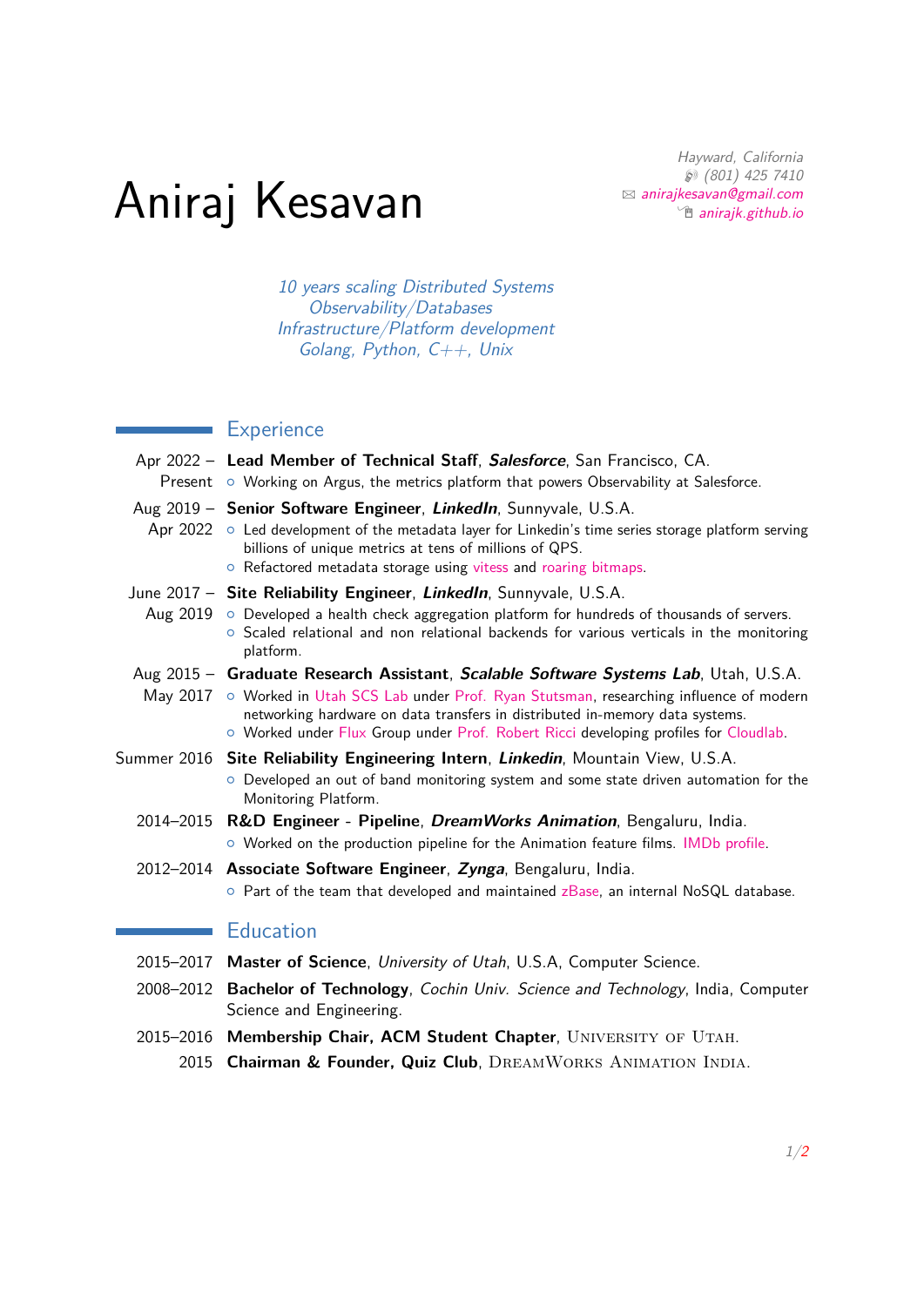# Aniraj Kesavan

*Hayward, California*
*(801) 425 7410*
*anirajkesavan@gmail.com*
*anirajk.github.io*

*10 years scaling Distributed Systems*
*Observability/Databases*
*Infrastructure/Platform development*
*Golang, Python, C++, Unix*

## Experience

**Apr 2022 – Present** — **Lead Member of Technical Staff**, ***Salesforce***, San Francisco, CA.
- Working on Argus, the metrics platform that powers Observability at Salesforce.

**Aug 2019 – Apr 2022** — **Senior Software Engineer**, ***LinkedIn***, Sunnyvale, U.S.A.
- Led development of the metadata layer for Linkedin's time series storage platform serving billions of unique metrics at tens of millions of QPS.
- Refactored metadata storage using vitess and roaring bitmaps.

**June 2017 – Aug 2019** — **Site Reliability Engineer**, ***LinkedIn***, Sunnyvale, U.S.A.
- Developed a health check aggregation platform for hundreds of thousands of servers.
- Scaled relational and non relational backends for various verticals in the monitoring platform.

**Aug 2015 – May 2017** — **Graduate Research Assistant**, ***Scalable Software Systems Lab***, Utah, U.S.A.
- Worked in Utah SCS Lab under Prof. Ryan Stutsman, researching influence of modern networking hardware on data transfers in distributed in-memory data systems.
- Worked under Flux Group under Prof. Robert Ricci developing profiles for Cloudlab.

**Summer 2016** — **Site Reliability Engineering Intern**, ***Linkedin***, Mountain View, U.S.A.
- Developed an out of band monitoring system and some state driven automation for the Monitoring Platform.

**2014–2015** — **R&D Engineer - Pipeline**, ***DreamWorks Animation***, Bengaluru, India.
- Worked on the production pipeline for the Animation feature films. IMDb profile.

**2012–2014** — **Associate Software Engineer**, ***Zynga***, Bengaluru, India.
- Part of the team that developed and maintained zBase, an internal NoSQL database.

## Education

**2015–2017** — **Master of Science**, *University of Utah*, U.S.A, Computer Science.

**2008–2012** — **Bachelor of Technology**, *Cochin Univ. Science and Technology*, India, Computer Science and Engineering.

**2015–2016** — **Membership Chair, ACM Student Chapter**, University of Utah.

**2015** — **Chairman & Founder, Quiz Club**, DreamWorks Animation India.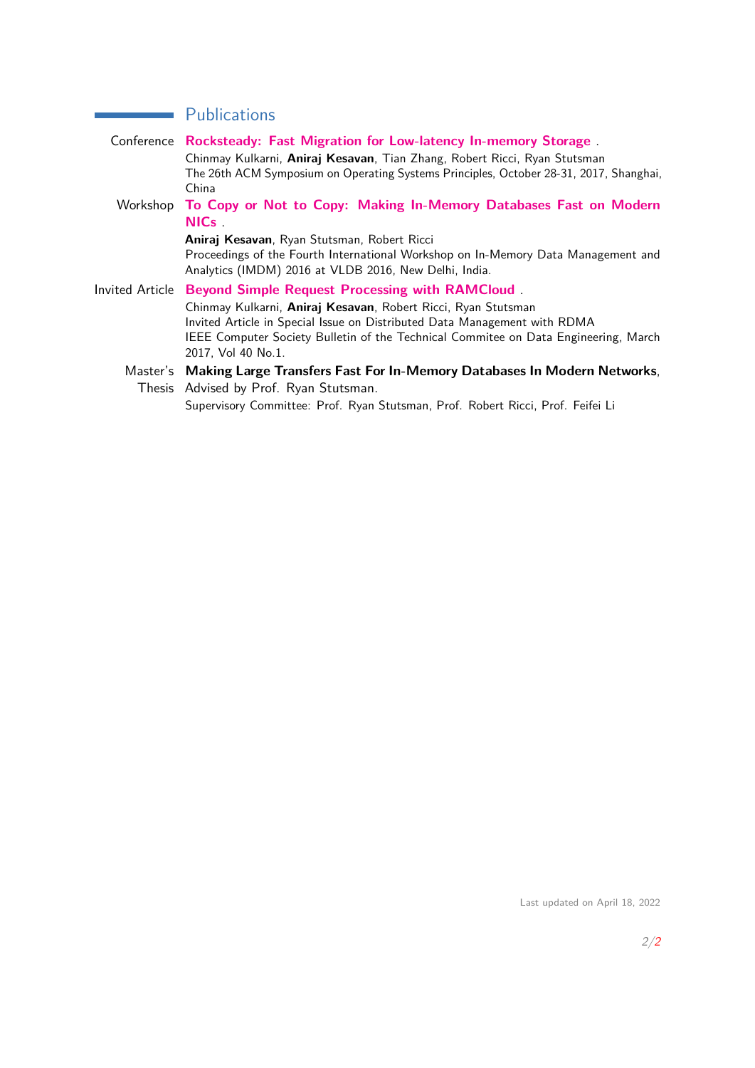## Publications

**Conference** — **Rocksteady: Fast Migration for Low-latency In-memory Storage** .
Chinmay Kulkarni, **Aniraj Kesavan**, Tian Zhang, Robert Ricci, Ryan Stutsman
The 26th ACM Symposium on Operating Systems Principles, October 28-31, 2017, Shanghai, China

**Workshop** — **To Copy or Not to Copy: Making In-Memory Databases Fast on Modern NICs** .
**Aniraj Kesavan**, Ryan Stutsman, Robert Ricci
Proceedings of the Fourth International Workshop on In-Memory Data Management and Analytics (IMDM) 2016 at VLDB 2016, New Delhi, India.

**Invited Article** — **Beyond Simple Request Processing with RAMCloud** .
Chinmay Kulkarni, **Aniraj Kesavan**, Robert Ricci, Ryan Stutsman
Invited Article in Special Issue on Distributed Data Management with RDMA
IEEE Computer Society Bulletin of the Technical Commitee on Data Engineering, March 2017, Vol 40 No.1.

**Master's Thesis** — **Making Large Transfers Fast For In-Memory Databases In Modern Networks**, Advised by Prof. Ryan Stutsman.
Supervisory Committee: Prof. Ryan Stutsman, Prof. Robert Ricci, Prof. Feifei Li

Last updated on April 18, 2022